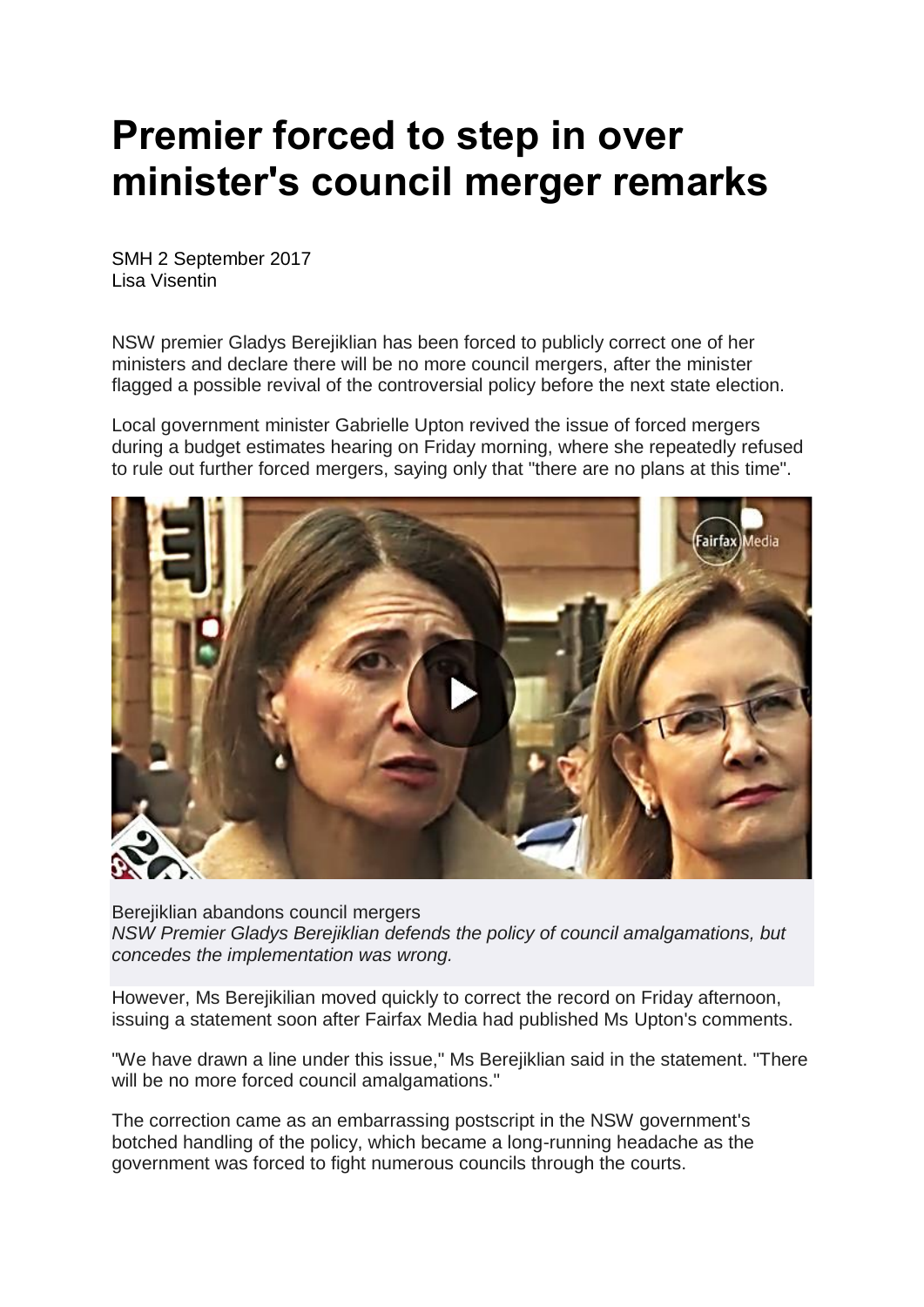# Premier forced to step in over minister's council merger remarks

SMH 2 September 2017
Lisa Visentin

NSW premier Gladys Berejiklian has been forced to publicly correct one of her ministers and declare there will be no more council mergers, after the minister flagged a possible revival of the controversial policy before the next state election.

Local government minister Gabrielle Upton revived the issue of forced mergers during a budget estimates hearing on Friday morning, where she repeatedly refused to rule out further forced mergers, saying only that "there are no plans at this time".

Berejiklian abandons council mergers
*NSW Premier Gladys Berejiklian defends the policy of council amalgamations, but concedes the implementation was wrong.*

However, Ms Berejikilian moved quickly to correct the record on Friday afternoon, issuing a statement soon after Fairfax Media had published Ms Upton's comments.

"We have drawn a line under this issue," Ms Berejiklian said in the statement. "There will be no more forced council amalgamations."

The correction came as an embarrassing postscript in the NSW government's botched handling of the policy, which became a long-running headache as the government was forced to fight numerous councils through the courts.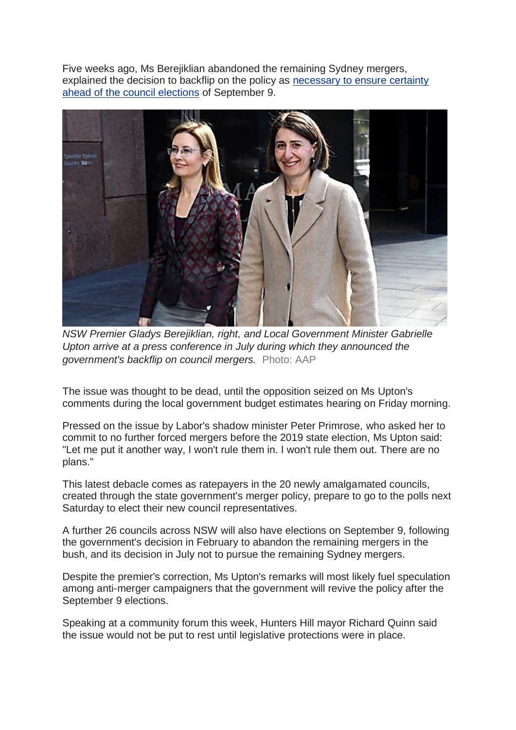Five weeks ago, Ms Berejiklian abandoned the remaining Sydney mergers, explained the decision to backflip on the policy as [necessary to ensure certainty ahead of the council elections]() of September 9.

*NSW Premier Gladys Berejiklian, right, and Local Government Minister Gabrielle Upton arrive at a press conference in July during which they announced the government's backflip on council mergers.* Photo: AAP

The issue was thought to be dead, until the opposition seized on Ms Upton's comments during the local government budget estimates hearing on Friday morning.

Pressed on the issue by Labor's shadow minister Peter Primrose, who asked her to commit to no further forced mergers before the 2019 state election, Ms Upton said: "Let me put it another way, I won't rule them in. I won't rule them out. There are no plans."

This latest debacle comes as ratepayers in the 20 newly amalgamated councils, created through the state government's merger policy, prepare to go to the polls next Saturday to elect their new council representatives.

A further 26 councils across NSW will also have elections on September 9, following the government's decision in February to abandon the remaining mergers in the bush, and its decision in July not to pursue the remaining Sydney mergers.

Despite the premier's correction, Ms Upton's remarks will most likely fuel speculation among anti-merger campaigners that the government will revive the policy after the September 9 elections.

Speaking at a community forum this week, Hunters Hill mayor Richard Quinn said the issue would not be put to rest until legislative protections were in place.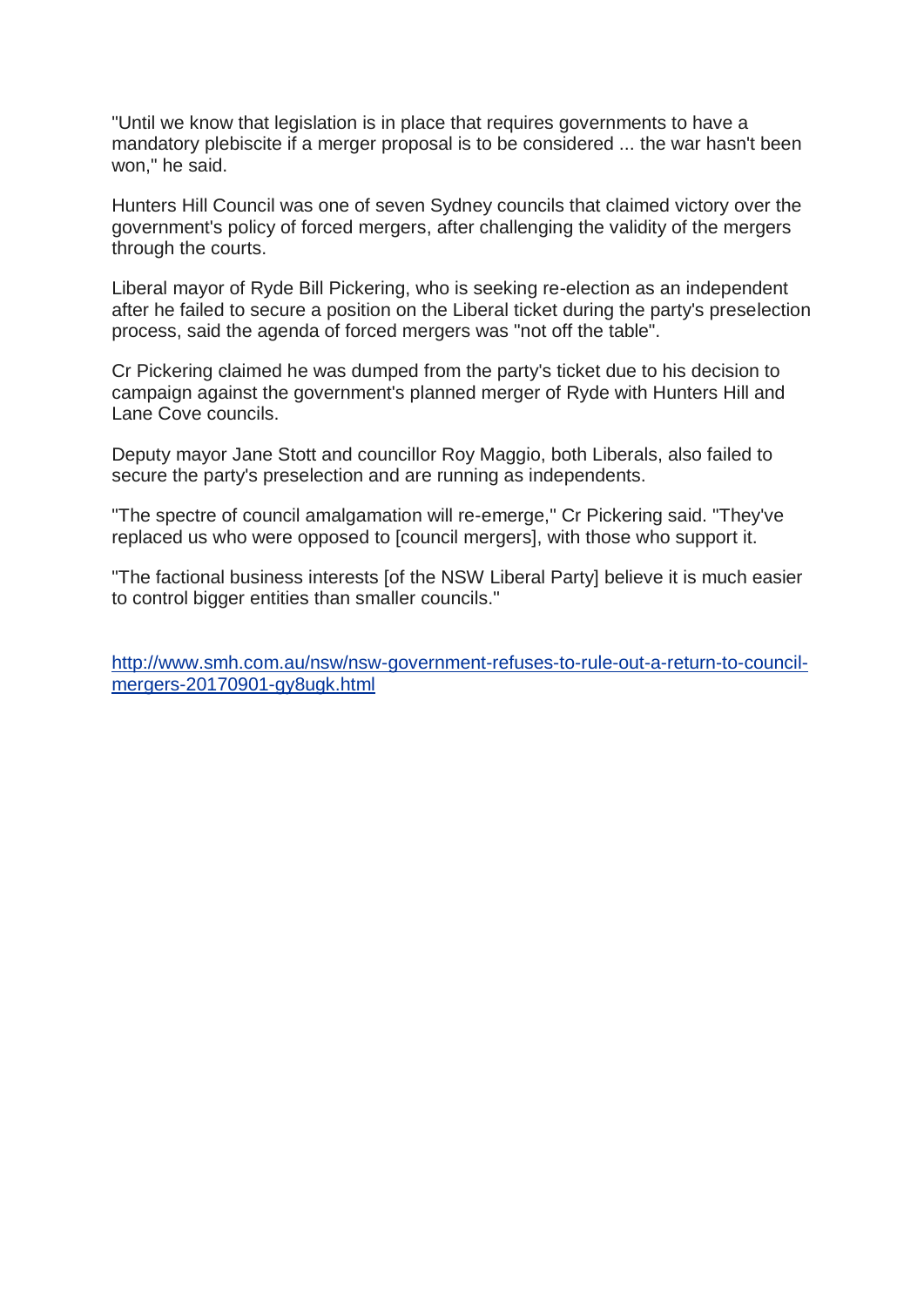"Until we know that legislation is in place that requires governments to have a mandatory plebiscite if a merger proposal is to be considered ... the war hasn't been won," he said.

Hunters Hill Council was one of seven Sydney councils that claimed victory over the government's policy of forced mergers, after challenging the validity of the mergers through the courts.

Liberal mayor of Ryde Bill Pickering, who is seeking re-election as an independent after he failed to secure a position on the Liberal ticket during the party's preselection process, said the agenda of forced mergers was "not off the table".

Cr Pickering claimed he was dumped from the party's ticket due to his decision to campaign against the government's planned merger of Ryde with Hunters Hill and Lane Cove councils.

Deputy mayor Jane Stott and councillor Roy Maggio, both Liberals, also failed to secure the party's preselection and are running as independents.

"The spectre of council amalgamation will re-emerge," Cr Pickering said. "They've replaced us who were opposed to [council mergers], with those who support it.

"The factional business interests [of the NSW Liberal Party] believe it is much easier to control bigger entities than smaller councils."

[http://www.smh.com.au/nsw/nsw-government-refuses-to-rule-out-a-return-to-council-mergers-20170901-gy8uqk.html](http://www.smh.com.au/nsw/nsw-government-refuses-to-rule-out-a-return-to-council-mergers-20170901-gy8uqk.html)